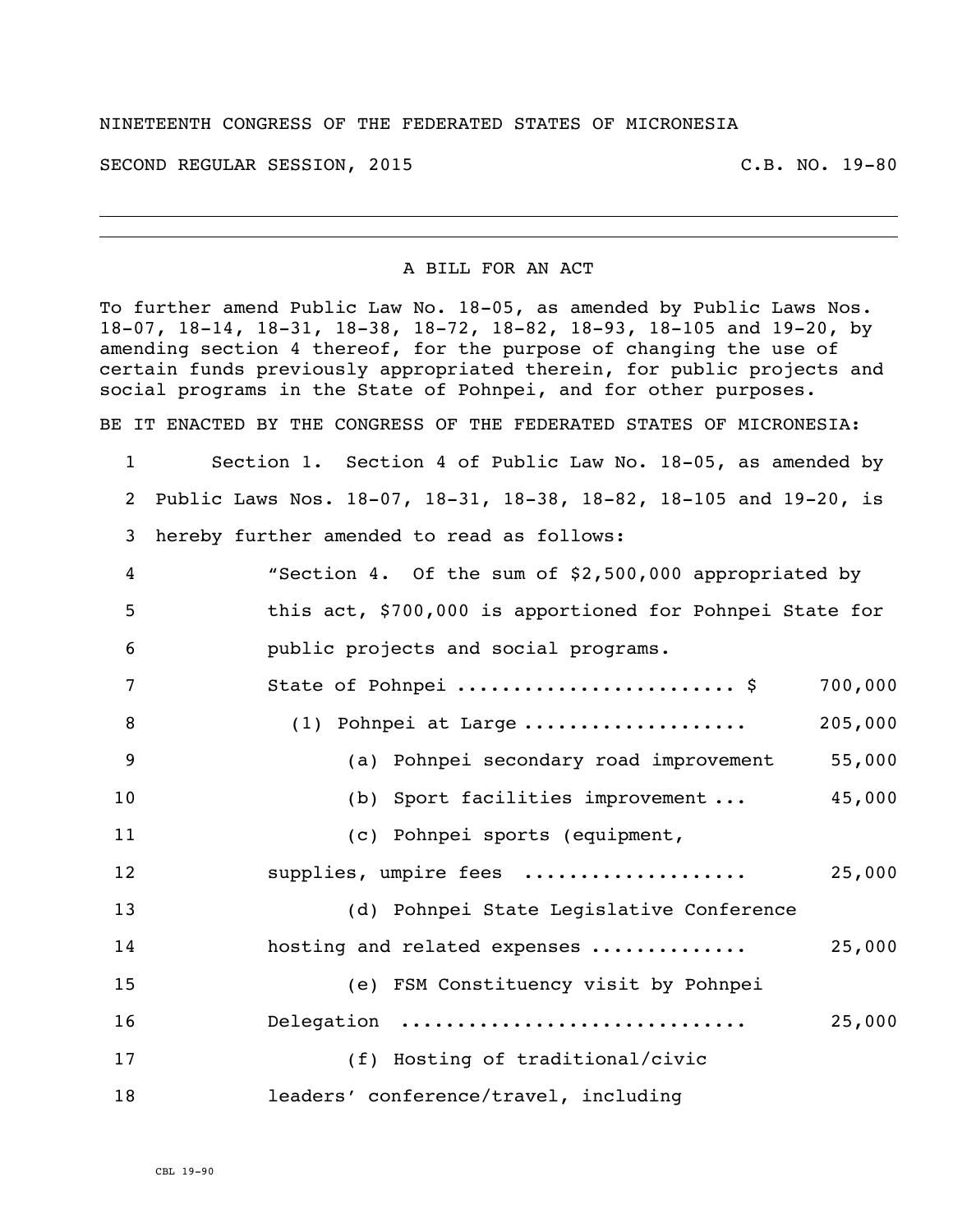NINETEENTH CONGRESS OF THE FEDERATED STATES OF MICRONESIA

SECOND REGULAR SESSION, 2015 C.B. NO. 19-80

---

A BILL FOR AN ACT

To further amend Public Law No. 18-05, as amended by Public Laws Nos. 18-07, 18-14, 18-31, 18-38, 18-72, 18-82, 18-93, 18-105 and 19-20, by amending section 4 thereof, for the purpose of changing the use of certain funds previously appropriated therein, for public projects and social programs in the State of Pohnpei, and for other purposes.

BE IT ENACTED BY THE CONGRESS OF THE FEDERATED STATES OF MICRONESIA:

1 Section 1. Section 4 of Public Law No. 18-05, as amended by
2 Public Laws Nos. 18-07, 18-31, 18-38, 18-82, 18-105 and 19-20, is
3 hereby further amended to read as follows:
4 "Section 4. Of the sum of $2,500,000 appropriated by
5 this act, $700,000 is apportioned for Pohnpei State for
6 public projects and social programs.
7 State of Pohnpei ........................ $ 700,000
8 (1) Pohnpei at Large .................... 205,000
9 (a) Pohnpei secondary road improvement 55,000
10 (b) Sport facilities improvement ... 45,000
11 (c) Pohnpei sports (equipment,
12 supplies, umpire fees .................... 25,000
13 (d) Pohnpei State Legislative Conference
14 hosting and related expenses ............. 25,000
15 (e) FSM Constituency visit by Pohnpei
16 Delegation .............................. 25,000
17 (f) Hosting of traditional/civic
18 leaders' conference/travel, including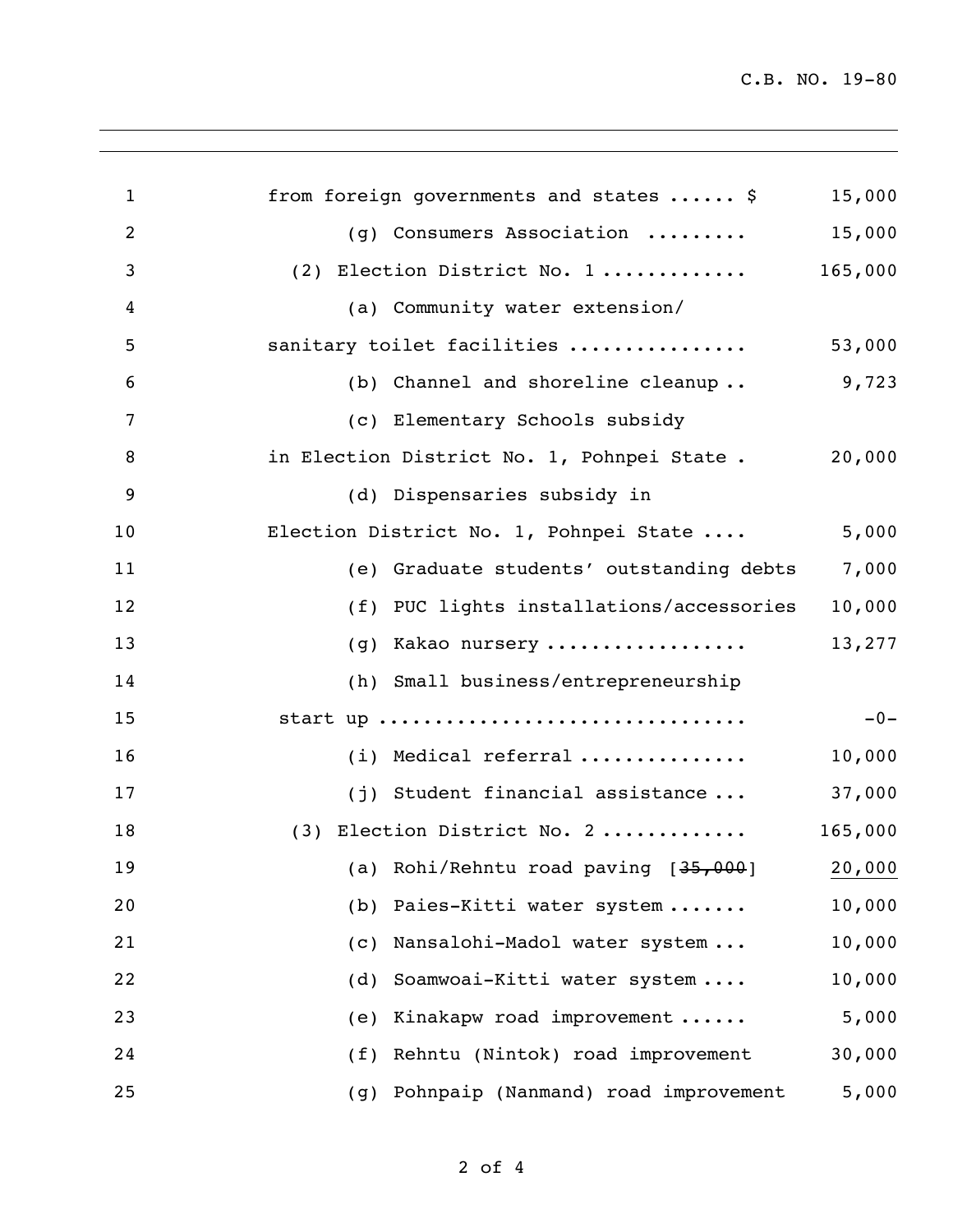from foreign governments and states ...... $ 15,000

(g) Consumers Association ......... 15,000

(2) Election District No. 1 ............ 165,000

(a) Community water extension/ sanitary toilet facilities ............... 53,000

(b) Channel and shoreline cleanup .. 9,723

(c) Elementary Schools subsidy in Election District No. 1, Pohnpei State . 20,000

(d) Dispensaries subsidy in Election District No. 1, Pohnpei State .... 5,000

(e) Graduate students' outstanding debts 7,000

(f) PUC lights installations/accessories 10,000

(g) Kakao nursery ................. 13,277

(h) Small business/entrepreneurship start up ............................... -0-

(i) Medical referral .............. 10,000

(j) Student financial assistance ... 37,000

(3) Election District No. 2 ............ 165,000

(a) Rohi/Rehntu road paving [~~35,000~~] 20,000

(b) Paies-Kitti water system ....... 10,000

(c) Nansalohi-Madol water system ... 10,000

(d) Soamwoai-Kitti water system .... 10,000

(e) Kinakapw road improvement ...... 5,000

(f) Rehntu (Nintok) road improvement 30,000

(g) Pohnpaip (Nanmand) road improvement 5,000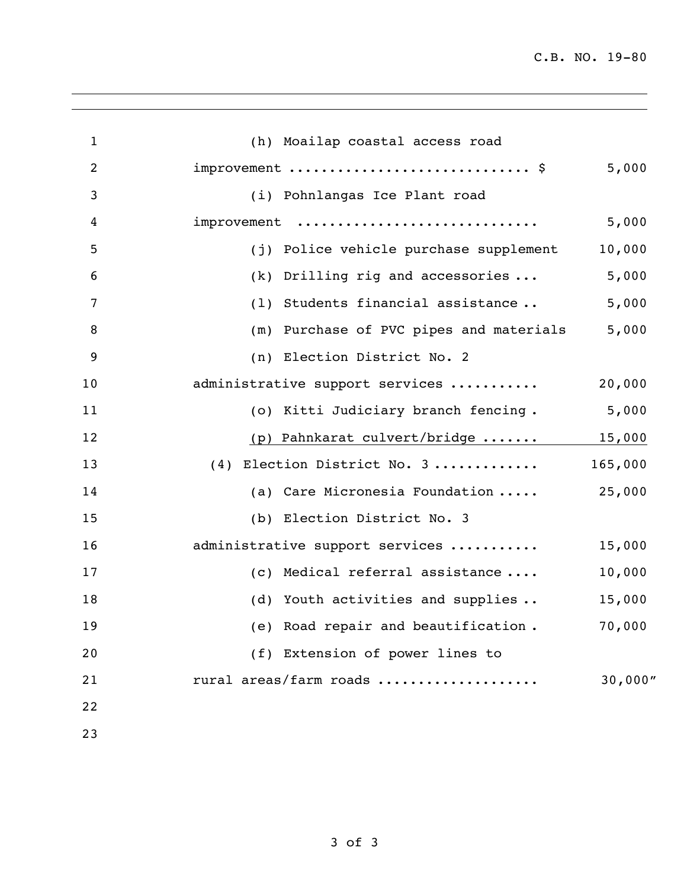(h) Moailap coastal access road improvement ............................ $ 5,000

(i) Pohnlangas Ice Plant road improvement ............................ 5,000

(j) Police vehicle purchase supplement 10,000

(k) Drilling rig and accessories ... 5,000

(l) Students financial assistance .. 5,000

(m) Purchase of PVC pipes and materials 5,000

(n) Election District No. 2 administrative support services .......... 20,000

(o) Kitti Judiciary branch fencing . 5,000

(p) Pahnkarat culvert/bridge ....... 15,000

(4) Election District No. 3 ............ 165,000

(a) Care Micronesia Foundation ..... 25,000

(b) Election District No. 3 administrative support services .......... 15,000

(c) Medical referral assistance .... 10,000

(d) Youth activities and supplies .. 15,000

(e) Road repair and beautification . 70,000

(f) Extension of power lines to rural areas/farm roads .................. 30,000"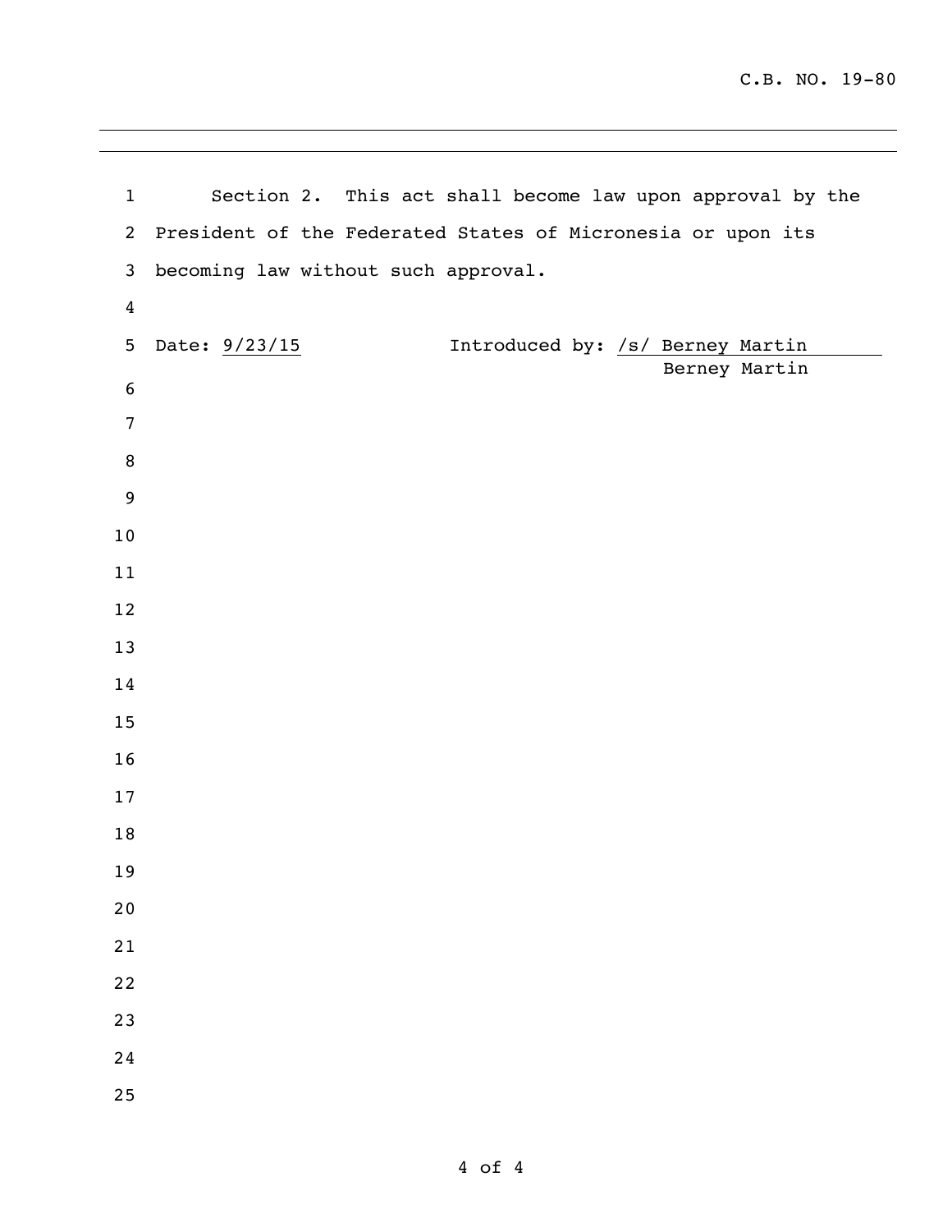Section 2. This act shall become law upon approval by the President of the Federated States of Micronesia or upon its becoming law without such approval.

Date: 9/23/15 Introduced by: /s/ Berney Martin

Berney Martin